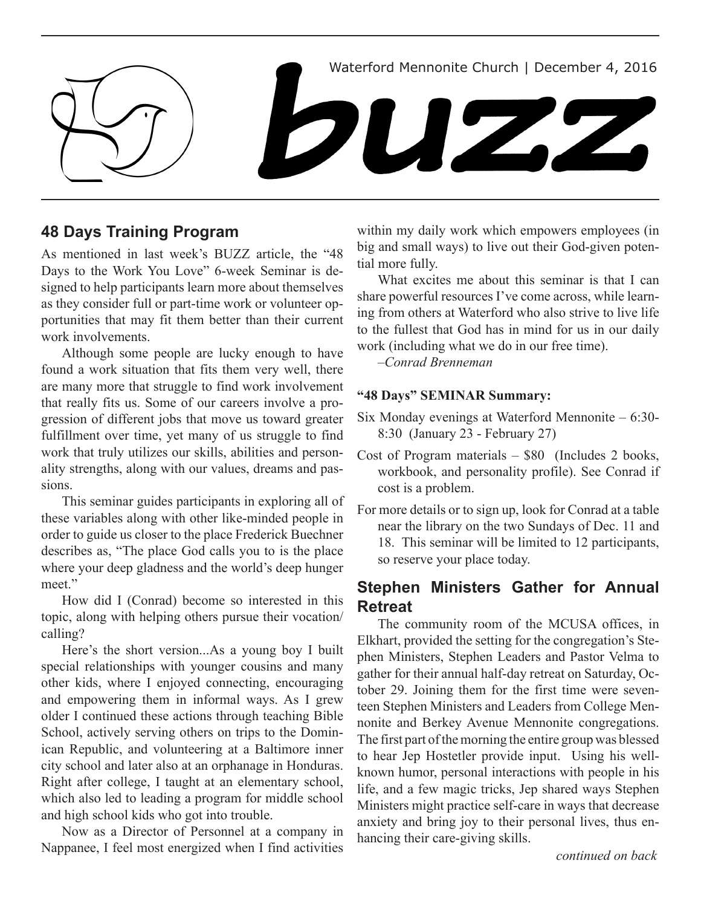Waterford Mennonite Church | December 4, 2016

# buzz

## 48 Days Training Program

As mentioned in last week's BUZZ article, the "48 Days to the Work You Love" 6-week Seminar is designed to help participants learn more about themselves as they consider full or part-time work or volunteer opportunities that may fit them better than their current work involvements.

Although some people are lucky enough to have found a work situation that fits them very well, there are many more that struggle to find work involvement that really fits us. Some of our careers involve a progression of different jobs that move us toward greater fulfillment over time, yet many of us struggle to find work that truly utilizes our skills, abilities and personality strengths, along with our values, dreams and passions.

This seminar guides participants in exploring all of these variables along with other like-minded people in order to guide us closer to the place Frederick Buechner describes as, "The place God calls you to is the place where your deep gladness and the world's deep hunger meet."

How did I (Conrad) become so interested in this topic, along with helping others pursue their vocation/ calling?

Here's the short version...As a young boy I built special relationships with younger cousins and many other kids, where I enjoyed connecting, encouraging and empowering them in informal ways. As I grew older I continued these actions through teaching Bible School, actively serving others on trips to the Dominican Republic, and volunteering at a Baltimore inner city school and later also at an orphanage in Honduras. Right after college, I taught at an elementary school, which also led to leading a program for middle school and high school kids who got into trouble.

Now as a Director of Personnel at a company in Nappanee, I feel most energized when I find activities within my daily work which empowers employees (in big and small ways) to live out their God-given potential more fully.

What excites me about this seminar is that I can share powerful resources I've come across, while learning from others at Waterford who also strive to live life to the fullest that God has in mind for us in our daily work (including what we do in our free time).

*–Conrad Brenneman*

**"48 Days" SEMINAR Summary:**

Six Monday evenings at Waterford Mennonite – 6:30-8:30 (January 23 - February 27)

Cost of Program materials – $80 (Includes 2 books, workbook, and personality profile). See Conrad if cost is a problem.

For more details or to sign up, look for Conrad at a table near the library on the two Sundays of Dec. 11 and 18. This seminar will be limited to 12 participants, so reserve your place today.

## Stephen Ministers Gather for Annual Retreat

The community room of the MCUSA offices, in Elkhart, provided the setting for the congregation's Stephen Ministers, Stephen Leaders and Pastor Velma to gather for their annual half-day retreat on Saturday, October 29. Joining them for the first time were seventeen Stephen Ministers and Leaders from College Mennonite and Berkey Avenue Mennonite congregations. The first part of the morning the entire group was blessed to hear Jep Hostetler provide input. Using his well-known humor, personal interactions with people in his life, and a few magic tricks, Jep shared ways Stephen Ministers might practice self-care in ways that decrease anxiety and bring joy to their personal lives, thus enhancing their care-giving skills.

*continued on back*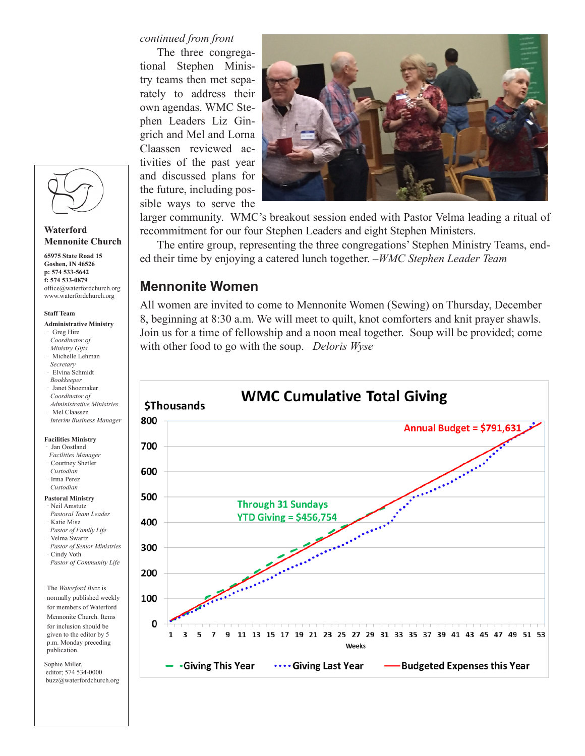*continued from front*

The three congregational Stephen Ministry teams then met separately to address their own agendas. WMC Stephen Leaders Liz Gingrich and Mel and Lorna Claassen reviewed activities of the past year and discussed plans for the future, including possible ways to serve the larger community. WMC's breakout session ended with Pastor Velma leading a ritual of recommitment for our four Stephen Leaders and eight Stephen Ministers.

The entire group, representing the three congregations' Stephen Ministry Teams, ended their time by enjoying a catered lunch together. *–WMC Stephen Leader Team*

## Mennonite Women

All women are invited to come to Mennonite Women (Sewing) on Thursday, December 8, beginning at 8:30 a.m. We will meet to quilt, knot comforters and knit prayer shawls. Join us for a time of fellowship and a noon meal together. Soup will be provided; come with other food to go with the soup. *–Deloris Wyse*

WMC Cumulative Total Giving

$Thousands

800
700
600
500
400
300
200
100
0

Annual Budget = $791,631

Through 31 Sundays
YTD Giving = $456,754

1 3 5 7 9 11 13 15 17 19 21 23 25 27 29 31 33 35 37 39 41 43 45 47 49 51 53

Weeks

Giving This Year
Giving Last Year
Budgeted Expenses this Year

**Waterford Mennonite Church**

**65975 State Road 15**
**Goshen, IN 46526**
**p: 574 533-5642**
**f: 574 533-0879**
office@waterfordchurch.org
www.waterfordchurch.org

**Staff Team**

**Administrative Ministry**
- Greg Hire
  *Coordinator of Ministry Gifts*
- Michelle Lehman
  *Secretary*
- Elvina Schmidt
  *Bookkeeper*
- Janet Shoemaker
  *Coordinator of Administrative Ministries*
- Mel Claassen
  *Interim Business Manager*

**Facilities Ministry**
- Jan Oostland
  *Facilities Manager*
- Courtney Shetler
  *Custodian*
- Irma Perez
  *Custodian*

**Pastoral Ministry**
- Neil Amstutz
  *Pastoral Team Leader*
- Katie Misz
  *Pastor of Family Life*
- Velma Swartz
  *Pastor of Senior Ministries*
- Cindy Voth
  *Pastor of Community Life*

The *Waterford Buzz* is normally published weekly for members of Waterford Mennonite Church. Items for inclusion should be given to the editor by 5 p.m. Monday preceding publication.

Sophie Miller,
editor; 574 534-0000
buzz@waterfordchurch.org